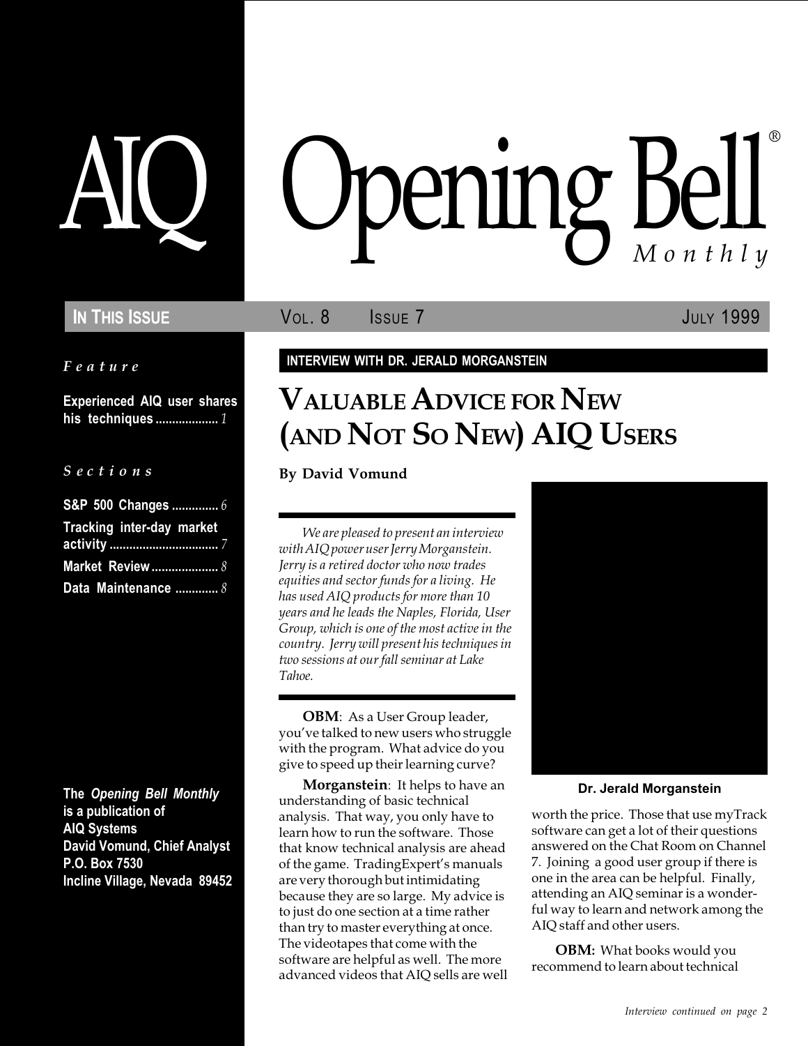# AIQ Opening Bell® Monthly

**IN THIS ISSUE** VOL. 8 ISSUE 7 JULY 1999

*Feature*

**Experienced AIQ user shares his techniques** .................. *1*

*Sections*

**S&P 500 Changes** .............. *6*
**Tracking inter-day market activity** ................................ *7*
**Market Review** .................... *8*
**Data Maintenance** ............. *8*

**The *Opening Bell Monthly* is a publication of AIQ Systems**
**David Vomund, Chief Analyst**
**P.O. Box 7530**
**Incline Village, Nevada 89452**

**INTERVIEW WITH DR. JERALD MORGANSTEIN**

## VALUABLE ADVICE FOR NEW (AND NOT SO NEW) AIQ USERS

**By David Vomund**

*We are pleased to present an interview with AIQ power user Jerry Morganstein. Jerry is a retired doctor who now trades equities and sector funds for a living. He has used AIQ products for more than 10 years and he leads the Naples, Florida, User Group, which is one of the most active in the country. Jerry will present his techniques in two sessions at our fall seminar at Lake Tahoe.*

**OBM**: As a User Group leader, you've talked to new users who struggle with the program. What advice do you give to speed up their learning curve?

**Morganstein**: It helps to have an understanding of basic technical analysis. That way, you only have to learn how to run the software. Those that know technical analysis are ahead of the game. TradingExpert's manuals are very thorough but intimidating because they are so large. My advice is to just do one section at a time rather than try to master everything at once. The videotapes that come with the software are helpful as well. The more advanced videos that AIQ sells are well worth the price. Those that use myTrack software can get a lot of their questions answered on the Chat Room on Channel 7. Joining a good user group if there is one in the area can be helpful. Finally, attending an AIQ seminar is a wonderful way to learn and network among the AIQ staff and other users.

**Dr. Jerald Morganstein**

**OBM:** What books would you recommend to learn about technical

*Interview continued on page 2*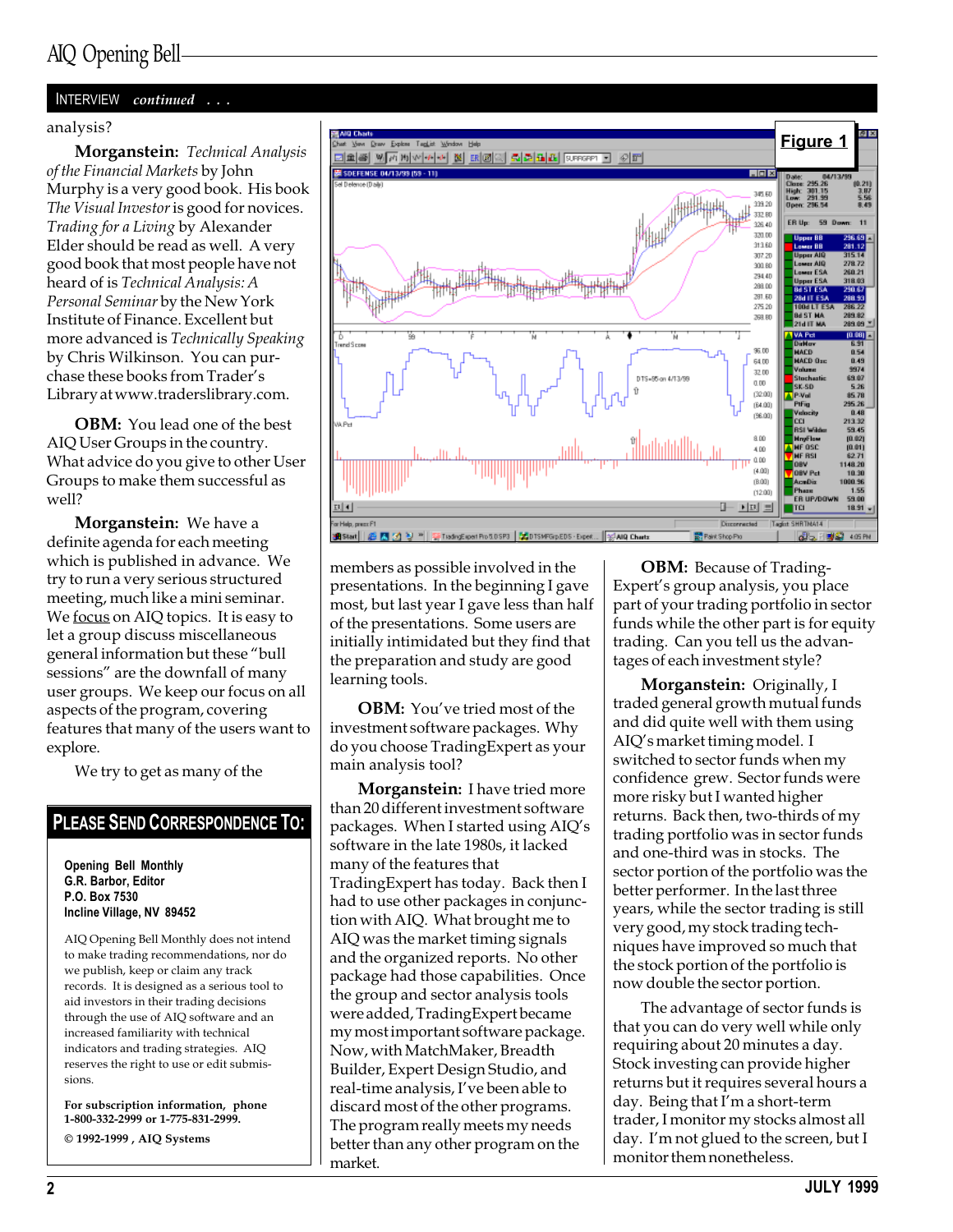INTERVIEW *continued . . .*

analysis?

**Morganstein:** *Technical Analysis of the Financial Markets* by John Murphy is a very good book. His book *The Visual Investor* is good for novices. *Trading for a Living* by Alexander Elder should be read as well. A very good book that most people have not heard of is *Technical Analysis: A Personal Seminar* by the New York Institute of Finance. Excellent but more advanced is *Technically Speaking* by Chris Wilkinson. You can purchase these books from Trader's Library at www.traderslibrary.com.

**OBM:** You lead one of the best AIQ User Groups in the country. What advice do you give to other User Groups to make them successful as well?

**Morganstein:** We have a definite agenda for each meeting which is published in advance. We try to run a very serious structured meeting, much like a mini seminar. We focus on AIQ topics. It is easy to let a group discuss miscellaneous general information but these "bull sessions" are the downfall of many user groups. We keep our focus on all aspects of the program, covering features that many of the users want to explore.

We try to get as many of the members as possible involved in the presentations. In the beginning I gave most, but last year I gave less than half of the presentations. Some users are initially intimidated but they find that the preparation and study are good learning tools.

**OBM:** You've tried most of the investment software packages. Why do you choose TradingExpert as your main analysis tool?

**Morganstein:** I have tried more than 20 different investment software packages. When I started using AIQ's software in the late 1980s, it lacked many of the features that TradingExpert has today. Back then I had to use other packages in conjunction with AIQ. What brought me to AIQ was the market timing signals and the organized reports. No other package had those capabilities. Once the group and sector analysis tools were added, TradingExpert became my most important software package. Now, with MatchMaker, Breadth Builder, Expert Design Studio, and real-time analysis, I've been able to discard most of the other programs. The program really meets my needs better than any other program on the market.

**OBM:** Because of TradingExpert's group analysis, you place part of your trading portfolio in sector funds while the other part is for equity trading. Can you tell us the advantages of each investment style?

**Morganstein:** Originally, I traded general growth mutual funds and did quite well with them using AIQ's market timing model. I switched to sector funds when my confidence grew. Sector funds were more risky but I wanted higher returns. Back then, two-thirds of my trading portfolio was in sector funds and one-third was in stocks. The sector portion of the portfolio was the better performer. In the last three years, while the sector trading is still very good, my stock trading techniques have improved so much that the stock portion of the portfolio is now double the sector portion.

The advantage of sector funds is that you can do very well while only requiring about 20 minutes a day. Stock investing can provide higher returns but it requires several hours a day. Being that I'm a short-term trader, I monitor my stocks almost all day. I'm not glued to the screen, but I monitor them nonetheless.

**Figure 1**

## PLEASE SEND CORRESPONDENCE TO:

**Opening Bell Monthly**
**G.R. Barbor, Editor**
**P.O. Box 7530**
**Incline Village, NV 89452**

AIQ Opening Bell Monthly does not intend to make trading recommendations, nor do we publish, keep or claim any track records. It is designed as a serious tool to aid investors in their trading decisions through the use of AIQ software and an increased familiarity with technical indicators and trading strategies. AIQ reserves the right to use or edit submissions.

**For subscription information, phone 1-800-332-2999 or 1-775-831-2999.**

**© 1992-1999 , AIQ Systems**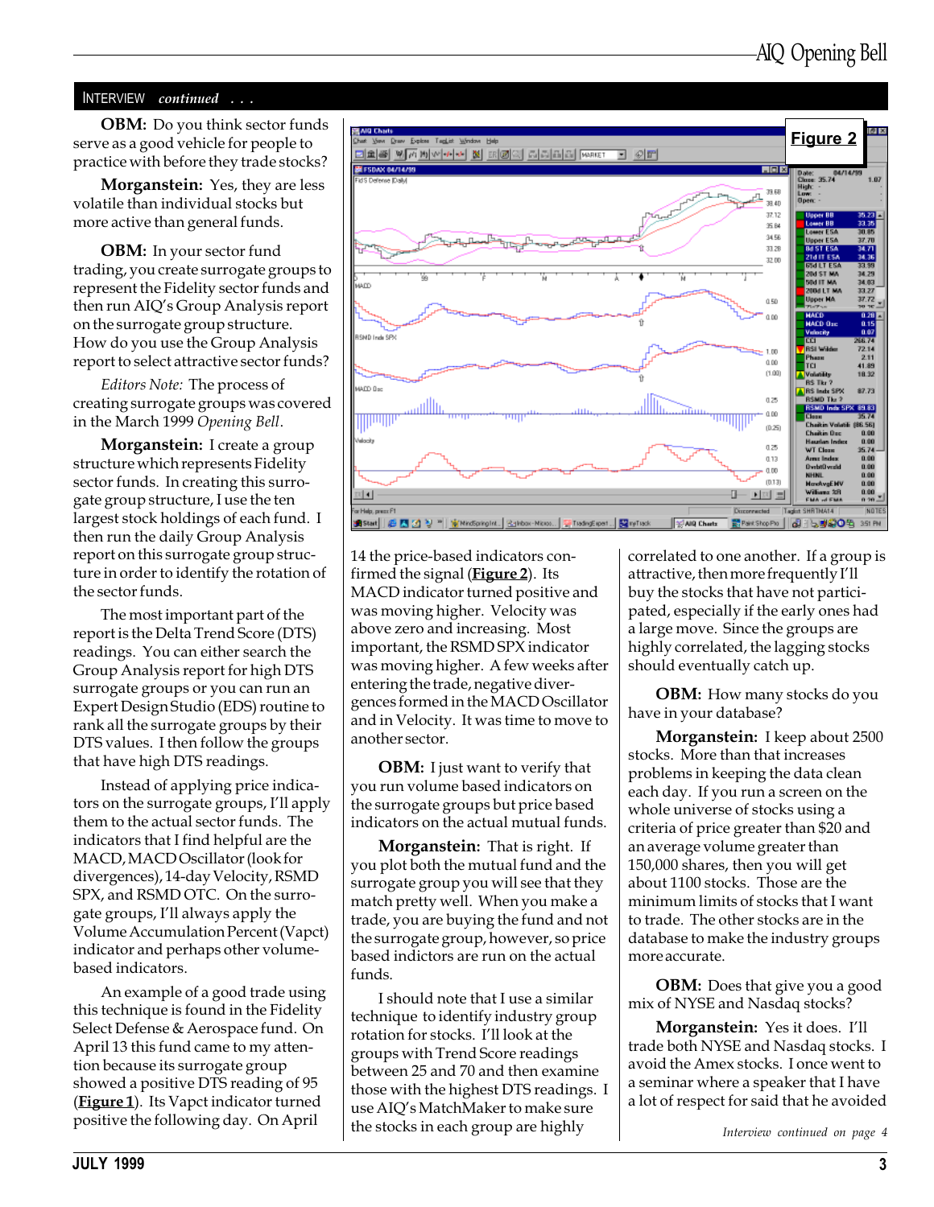INTERVIEW *continued . . .*

**OBM:** Do you think sector funds serve as a good vehicle for people to practice with before they trade stocks?

**Morganstein:** Yes, they are less volatile than individual stocks but more active than general funds.

**OBM:** In your sector fund trading, you create surrogate groups to represent the Fidelity sector funds and then run AIQ's Group Analysis report on the surrogate group structure. How do you use the Group Analysis report to select attractive sector funds?

*Editors Note:* The process of creating surrogate groups was covered in the March 1999 *Opening Bell*.

**Morganstein:** I create a group structure which represents Fidelity sector funds. In creating this surrogate group structure, I use the ten largest stock holdings of each fund. I then run the daily Group Analysis report on this surrogate group structure in order to identify the rotation of the sector funds.

The most important part of the report is the Delta Trend Score (DTS) readings. You can either search the Group Analysis report for high DTS surrogate groups or you can run an Expert Design Studio (EDS) routine to rank all the surrogate groups by their DTS values. I then follow the groups that have high DTS readings.

Instead of applying price indicators on the surrogate groups, I'll apply them to the actual sector funds. The indicators that I find helpful are the MACD, MACD Oscillator (look for divergences), 14-day Velocity, RSMD SPX, and RSMD OTC. On the surrogate groups, I'll always apply the Volume Accumulation Percent (Vapct) indicator and perhaps other volume-based indicators.

An example of a good trade using this technique is found in the Fidelity Select Defense & Aerospace fund. On April 13 this fund came to my attention because its surrogate group showed a positive DTS reading of 95 (**Figure 1**). Its Vapct indicator turned positive the following day. On April 14 the price-based indicators confirmed the signal (**Figure 2**). Its MACD indicator turned positive and was moving higher. Velocity was above zero and increasing. Most important, the RSMD SPX indicator was moving higher. A few weeks after entering the trade, negative divergences formed in the MACD Oscillator and in Velocity. It was time to move to another sector.

**Figure 2**

**OBM:** I just want to verify that you run volume based indicators on the surrogate groups but price based indicators on the actual mutual funds.

**Morganstein:** That is right. If you plot both the mutual fund and the surrogate group you will see that they match pretty well. When you make a trade, you are buying the fund and not the surrogate group, however, so price based indictors are run on the actual funds.

I should note that I use a similar technique to identify industry group rotation for stocks. I'll look at the groups with Trend Score readings between 25 and 70 and then examine those with the highest DTS readings. I use AIQ's MatchMaker to make sure the stocks in each group are highly correlated to one another. If a group is attractive, then more frequently I'll buy the stocks that have not participated, especially if the early ones had a large move. Since the groups are highly correlated, the lagging stocks should eventually catch up.

**OBM:** How many stocks do you have in your database?

**Morganstein:** I keep about 2500 stocks. More than that increases problems in keeping the data clean each day. If you run a screen on the whole universe of stocks using a criteria of price greater than $20 and an average volume greater than 150,000 shares, then you will get about 1100 stocks. These are the minimum limits of stocks that I want to trade. The other stocks are in the database to make the industry groups more accurate.

**OBM:** Does that give you a good mix of NYSE and Nasdaq stocks?

**Morganstein:** Yes it does. I'll trade both NYSE and Nasdaq stocks. I avoid the Amex stocks. I once went to a seminar where a speaker that I have a lot of respect for said that he avoided

*Interview continued on page 4*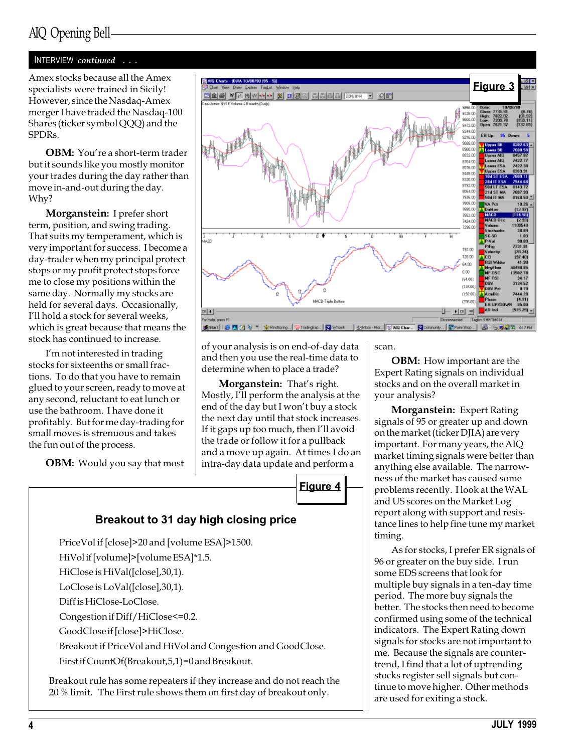INTERVIEW *continued . . .*

Amex stocks because all the Amex specialists were trained in Sicily! However, since the Nasdaq-Amex merger I have traded the Nasdaq-100 Shares (ticker symbol QQQ) and the SPDRs.

**OBM:** You're a short-term trader but it sounds like you mostly monitor your trades during the day rather than move in-and-out during the day. Why?

**Morganstein:** I prefer short term, position, and swing trading. That suits my temperament, which is very important for success. I become a day-trader when my principal protect stops or my profit protect stops force me to close my positions within the same day. Normally my stocks are held for several days. Occasionally, I'll hold a stock for several weeks, which is great because that means the stock has continued to increase.

I'm not interested in trading stocks for sixteenths or small fractions. To do that you have to remain glued to your screen, ready to move at any second, reluctant to eat lunch or use the bathroom. I have done it profitably. But for me day-trading for small moves is strenuous and takes the fun out of the process.

**OBM:** Would you say that most of your analysis is on end-of-day data and then you use the real-time data to determine when to place a trade?

**Morganstein:** That's right. Mostly, I'll perform the analysis at the end of the day but I won't buy a stock the next day until that stock increases. If it gaps up too much, then I'll avoid the trade or follow it for a pullback and a move up again. At times I do an intra-day data update and perform a scan.

**Figure 3**

**Figure 4**

### Breakout to 31 day high closing price

PriceVol if [close]>20 and [volume ESA]>1500.

HiVol if [volume]>[volume ESA]*1.5.

HiClose is HiVal([close],30,1).

LoClose is LoVal([close],30,1).

Diff is HiClose-LoClose.

Congestion if Diff/HiClose<=0.2.

GoodClose if [close]>HiClose.

Breakout if PriceVol and HiVol and Congestion and GoodClose.

First if CountOf(Breakout,5,1)=0 and Breakout.

Breakout rule has some repeaters if they increase and do not reach the 20 % limit. The First rule shows them on first day of breakout only.

**OBM:** How important are the Expert Rating signals on individual stocks and on the overall market in your analysis?

**Morganstein:** Expert Rating signals of 95 or greater up and down on the market (ticker DJIA) are very important. For many years, the AIQ market timing signals were better than anything else available. The narrowness of the market has caused some problems recently. I look at the WAL and US scores on the Market Log report along with support and resistance lines to help fine tune my market timing.

As for stocks, I prefer ER signals of 96 or greater on the buy side. I run some EDS screens that look for multiple buy signals in a ten-day time period. The more buy signals the better. The stocks then need to become confirmed using some of the technical indicators. The Expert Rating down signals for stocks are not important to me. Because the signals are counter-trend, I find that a lot of uptrending stocks register sell signals but continue to move higher. Other methods are used for exiting a stock.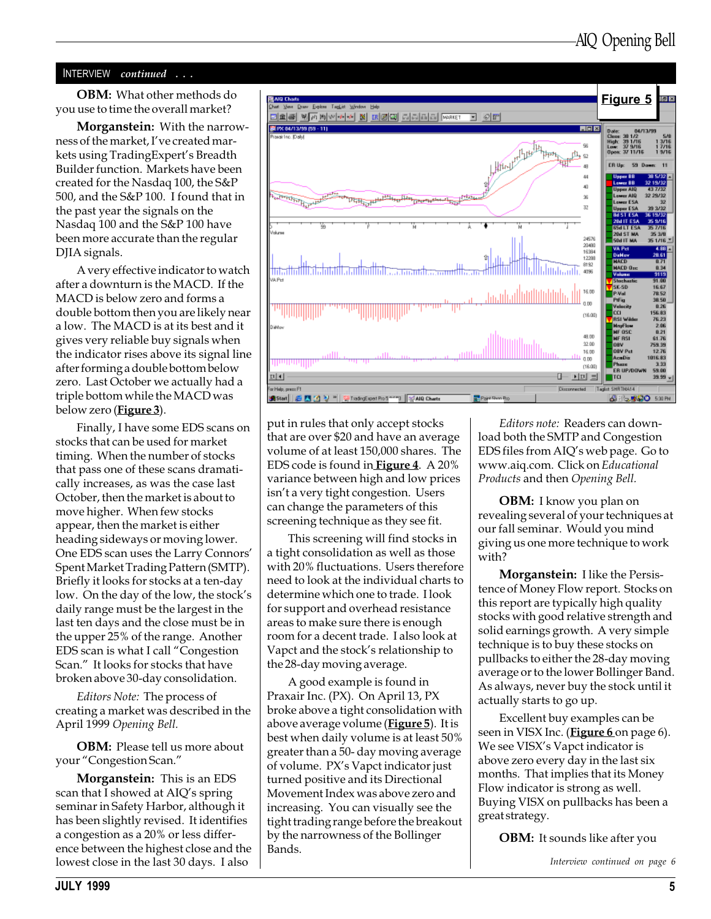INTERVIEW *continued . . .*

**OBM:** What other methods do you use to time the overall market?

**Morganstein:** With the narrowness of the market, I've created markets using TradingExpert's Breadth Builder function. Markets have been created for the Nasdaq 100, the S&P 500, and the S&P 100. I found that in the past year the signals on the Nasdaq 100 and the S&P 100 have been more accurate than the regular DJIA signals.

A very effective indicator to watch after a downturn is the MACD. If the MACD is below zero and forms a double bottom then you are likely near a low. The MACD is at its best and it gives very reliable buy signals when the indicator rises above its signal line after forming a double bottom below zero. Last October we actually had a triple bottom while the MACD was below zero (**Figure 3**).

Finally, I have some EDS scans on stocks that can be used for market timing. When the number of stocks that pass one of these scans dramatically increases, as was the case last October, then the market is about to move higher. When few stocks appear, then the market is either heading sideways or moving lower. One EDS scan uses the Larry Connors' Spent Market Trading Pattern (SMTP). Briefly it looks for stocks at a ten-day low. On the day of the low, the stock's daily range must be the largest in the last ten days and the close must be in the upper 25% of the range. Another EDS scan is what I call "Congestion Scan." It looks for stocks that have broken above 30-day consolidation.

*Editors Note:* The process of creating a market was described in the April 1999 *Opening Bell.*

**OBM:** Please tell us more about your "Congestion Scan."

**Morganstein:** This is an EDS scan that I showed at AIQ's spring seminar in Safety Harbor, although it has been slightly revised. It identifies a congestion as a 20% or less difference between the highest close and the lowest close in the last 30 days. I also put in rules that only accept stocks that are over $20 and have an average volume of at least 150,000 shares. The EDS code is found in **Figure 4**. A 20% variance between high and low prices isn't a very tight congestion. Users can change the parameters of this screening technique as they see fit.

This screening will find stocks in a tight consolidation as well as those with 20% fluctuations. Users therefore need to look at the individual charts to determine which one to trade. I look for support and overhead resistance areas to make sure there is enough room for a decent trade. I also look at Vapct and the stock's relationship to the 28-day moving average.

A good example is found in Praxair Inc. (PX). On April 13, PX broke above a tight consolidation with above average volume (**Figure 5**). It is best when daily volume is at least 50% greater than a 50- day moving average of volume. PX's Vapct indicator just turned positive and its Directional Movement Index was above zero and increasing. You can visually see the tight trading range before the breakout by the narrowness of the Bollinger Bands.

**Figure 5**

*Editors note:* Readers can download both the SMTP and Congestion EDS files from AIQ's web page. Go to www.aiq.com. Click on *Educational Products* and then *Opening Bell.*

**OBM:** I know you plan on revealing several of your techniques at our fall seminar. Would you mind giving us one more technique to work with?

**Morganstein:** I like the Persistence of Money Flow report. Stocks on this report are typically high quality stocks with good relative strength and solid earnings growth. A very simple technique is to buy these stocks on pullbacks to either the 28-day moving average or to the lower Bollinger Band. As always, never buy the stock until it actually starts to go up.

Excellent buy examples can be seen in VISX Inc. (**Figure 6** on page 6). We see VISX's Vapct indicator is above zero every day in the last six months. That implies that its Money Flow indicator is strong as well. Buying VISX on pullbacks has been a great strategy.

**OBM:** It sounds like after you

*Interview continued on page 6*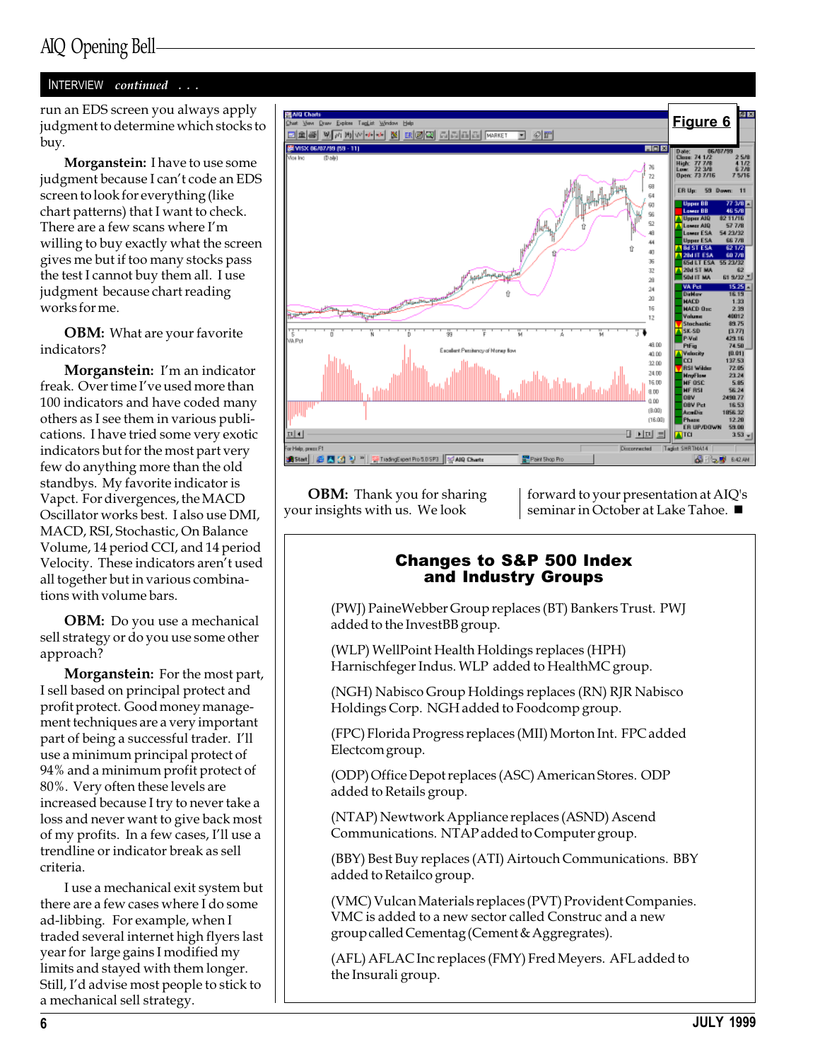INTERVIEW *continued . . .*

run an EDS screen you always apply judgment to determine which stocks to buy.

**Morganstein:** I have to use some judgment because I can't code an EDS screen to look for everything (like chart patterns) that I want to check. There are a few scans where I'm willing to buy exactly what the screen gives me but if too many stocks pass the test I cannot buy them all. I use judgment because chart reading works for me.

**OBM:** What are your favorite indicators?

**Morganstein:** I'm an indicator freak. Over time I've used more than 100 indicators and have coded many others as I see them in various publications. I have tried some very exotic indicators but for the most part very few do anything more than the old standbys. My favorite indicator is Vapct. For divergences, the MACD Oscillator works best. I also use DMI, MACD, RSI, Stochastic, On Balance Volume, 14 period CCI, and 14 period Velocity. These indicators aren't used all together but in various combinations with volume bars.

**OBM:** Do you use a mechanical sell strategy or do you use some other approach?

**Morganstein:** For the most part, I sell based on principal protect and profit protect. Good money management techniques are a very important part of being a successful trader. I'll use a minimum principal protect of 94% and a minimum profit protect of 80%. Very often these levels are increased because I try to never take a loss and never want to give back most of my profits. In a few cases, I'll use a trendline or indicator break as sell criteria.

I use a mechanical exit system but there are a few cases where I do some ad-libbing. For example, when I traded several internet high flyers last year for large gains I modified my limits and stayed with them longer. Still, I'd advise most people to stick to a mechanical sell strategy.

**Figure 6**

**OBM:** Thank you for sharing your insights with us. We look forward to your presentation at AIQ's seminar in October at Lake Tahoe. ■

## Changes to S&P 500 Index and Industry Groups

(PWJ) PaineWebber Group replaces (BT) Bankers Trust. PWJ added to the InvestBB group.

(WLP) WellPoint Health Holdings replaces (HPH) Harnischfeger Indus. WLP added to HealthMC group.

(NGH) Nabisco Group Holdings replaces (RN) RJR Nabisco Holdings Corp. NGH added to Foodcomp group.

(FPC) Florida Progress replaces (MII) Morton Int. FPC added Electcom group.

(ODP) Office Depot replaces (ASC) American Stores. ODP added to Retails group.

(NTAP) Newtwork Appliance replaces (ASND) Ascend Communications. NTAP added to Computer group.

(BBY) Best Buy replaces (ATI) Airtouch Communications. BBY added to Retailco group.

(VMC) Vulcan Materials replaces (PVT) Provident Companies. VMC is added to a new sector called Construc and a new group called Cementag (Cement & Aggregrates).

(AFL) AFLAC Inc replaces (FMY) Fred Meyers. AFL added to the Insurali group.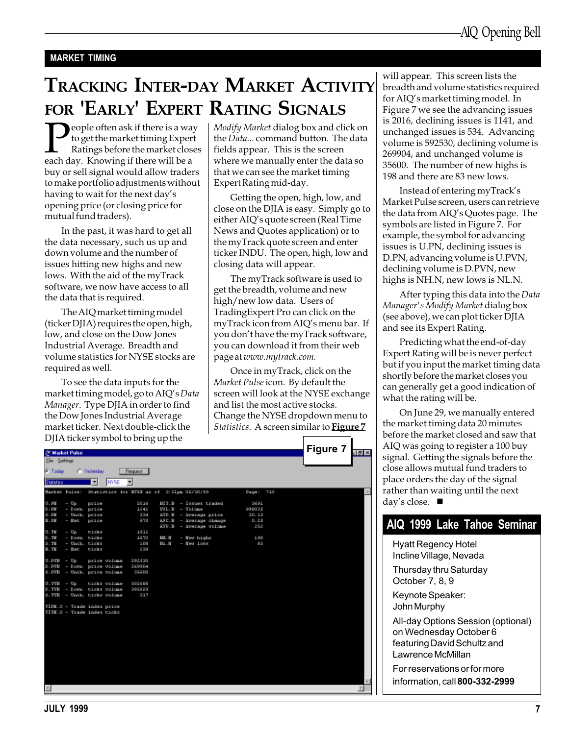MARKET TIMING

# Tracking Inter-day Market Activity for 'Early' Expert Rating Signals

People often ask if there is a way to get the market timing Expert Ratings before the market closes each day. Knowing if there will be a buy or sell signal would allow traders to make portfolio adjustments without having to wait for the next day's opening price (or closing price for mutual fund traders).

In the past, it was hard to get all the data necessary, such us up and down volume and the number of issues hitting new highs and new lows. With the aid of the myTrack software, we now have access to all the data that is required.

The AIQ market timing model (ticker DJIA) requires the open, high, low, and close on the Dow Jones Industrial Average. Breadth and volume statistics for NYSE stocks are required as well.

To see the data inputs for the market timing model, go to AIQ's *Data Manager*. Type DJIA in order to find the Dow Jones Industrial Average market ticker. Next double-click the DJIA ticker symbol to bring up the *Modify Market* dialog box and click on the *Data...* command button. The data fields appear. This is the screen where we manually enter the data so that we can see the market timing Expert Rating mid-day.

Getting the open, high, low, and close on the DJIA is easy. Simply go to either AIQ's quote screen (Real Time News and Quotes application) or to the myTrack quote screen and enter ticker INDU. The open, high, low and closing data will appear.

The myTrack software is used to get the breadth, volume and new high/new low data. Users of TradingExpert Pro can click on the myTrack icon from AIQ's menu bar. If you don't have the myTrack software, you can download it from their web page at *www.mytrack.com.*

Once in myTrack, click on the *Market Pulse* icon. By default the screen will look at the NYSE exchange and list the most active stocks. Change the NYSE dropdown menu to *Statistics*. A screen similar to **Figure 7** will appear. This screen lists the breadth and volume statistics required for AIQ's market timing model. In Figure 7 we see the advancing issues is 2016, declining issues is 1141, and unchanged issues is 534. Advancing volume is 592530, declining volume is 269904, and unchanged volume is 35600. The number of new highs is 198 and there are 83 new lows.

Instead of entering myTrack's Market Pulse screen, users can retrieve the data from AIQ's Quotes page. The symbols are listed in Figure 7. For example, the symbol for advancing issues is U.PN, declining issues is D.PN, advancing volume is U.PVN, declining volume is D.PVN, new highs is NH.N, new lows is NL.N.

After typing this data into the *Data Manager's Modify Market* dialog box (see above), we can plot ticker DJIA and see its Expert Rating.

Predicting what the end-of-day Expert Rating will be is never perfect but if you input the market timing data shortly before the market closes you can generally get a good indication of what the rating will be.

On June 29, we manually entered the market timing data 20 minutes before the market closed and saw that AIQ was going to register a 100 buy signal. Getting the signals before the close allows mutual fund traders to place orders the day of the signal rather than waiting until the next day's close. ■

**Figure 7**

```
Market Pulse:  Statistics for NYSE as of  3:51pm 06/29/99          Page:  710

U.PN   - Up     price          2016    NIT.N  - Issues traded       3691
D.PN   - Down   price          1141    VOL.N  - Volume            898025
S.PN   - Unch.  price           534    AVP.N  - Average price      30.13
N.PN   - Net    price           875    APC.N  - Average change      0.25
                                       AVV.N  - Average volume       252
U.TN   - Up     ticks          1911
D.TN   - Down   ticks          1672    NH.N   - New highs           198
S.TN   - Unch.  ticks           108    NL.N   - New lows             83
N.TN   - Net    ticks           239

U.PVN  - Up     price volume  592530
D.PVN  - Down   price volume  269904
S.PVN  - Unch.  price volume   35600

U.TVN  - Up     ticks volume  502688
D.TVN  - Down   ticks volume  395029
S.TVN  - Unch.  ticks volume     317

TIPM.X - Trade index price
TITM.X - Trade index ticks
```

## AIQ 1999 Lake Tahoe Seminar

Hyatt Regency Hotel
Incline Village, Nevada

Thursday thru Saturday
October 7, 8, 9

Keynote Speaker:
John Murphy

All-day Options Session (optional) on Wednesday October 6 featuring David Schultz and Lawrence McMillan

For reservations or for more information, call **800-332-2999**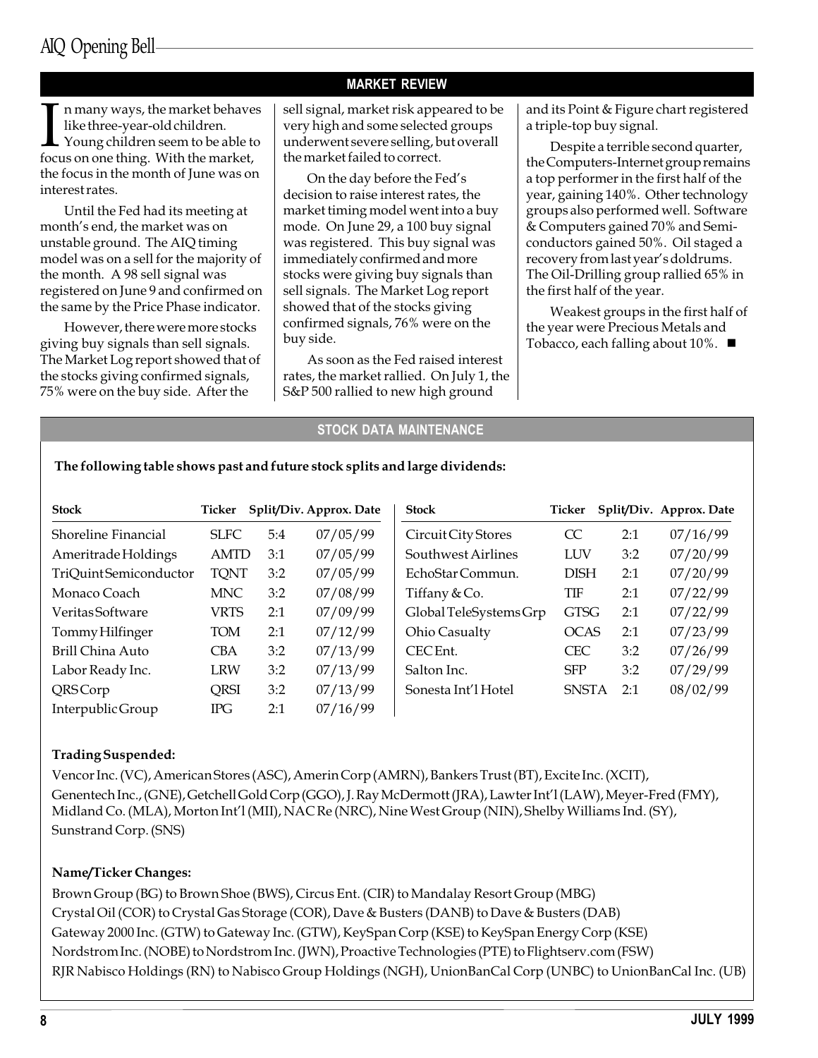## MARKET REVIEW

In many ways, the market behaves like three-year-old children. Young children seem to be able to focus on one thing. With the market, the focus in the month of June was on interest rates.

Until the Fed had its meeting at month's end, the market was on unstable ground. The AIQ timing model was on a sell for the majority of the month. A 98 sell signal was registered on June 9 and confirmed on the same by the Price Phase indicator.

However, there were more stocks giving buy signals than sell signals. The Market Log report showed that of the stocks giving confirmed signals, 75% were on the buy side. After the sell signal, market risk appeared to be very high and some selected groups underwent severe selling, but overall the market failed to correct.

On the day before the Fed's decision to raise interest rates, the market timing model went into a buy mode. On June 29, a 100 buy signal was registered. This buy signal was immediately confirmed and more stocks were giving buy signals than sell signals. The Market Log report showed that of the stocks giving confirmed signals, 76% were on the buy side.

As soon as the Fed raised interest rates, the market rallied. On July 1, the S&P 500 rallied to new high ground and its Point & Figure chart registered a triple-top buy signal.

Despite a terrible second quarter, the Computers-Internet group remains a top performer in the first half of the year, gaining 140%. Other technology groups also performed well. Software & Computers gained 70% and Semiconductors gained 50%. Oil staged a recovery from last year's doldrums. The Oil-Drilling group rallied 65% in the first half of the year.

Weakest groups in the first half of the year were Precious Metals and Tobacco, each falling about 10%. ■

## STOCK DATA MAINTENANCE

**The following table shows past and future stock splits and large dividends:**

| Stock | Ticker | Split/Div. | Approx. Date |
|---|---|---|---|
| Shoreline Financial | SLFC | 5:4 | 07/05/99 |
| Ameritrade Holdings | AMTD | 3:1 | 07/05/99 |
| TriQuint Semiconductor | TQNT | 3:2 | 07/05/99 |
| Monaco Coach | MNC | 3:2 | 07/08/99 |
| Veritas Software | VRTS | 2:1 | 07/09/99 |
| Tommy Hilfinger | TOM | 2:1 | 07/12/99 |
| Brill China Auto | CBA | 3:2 | 07/13/99 |
| Labor Ready Inc. | LRW | 3:2 | 07/13/99 |
| QRS Corp | QRSI | 3:2 | 07/13/99 |
| Interpublic Group | IPG | 2:1 | 07/16/99 |
| Circuit City Stores | CC | 2:1 | 07/16/99 |
| Southwest Airlines | LUV | 3:2 | 07/20/99 |
| EchoStar Commun. | DISH | 2:1 | 07/20/99 |
| Tiffany & Co. | TIF | 2:1 | 07/22/99 |
| Global TeleSystems Grp | GTSG | 2:1 | 07/22/99 |
| Ohio Casualty | OCAS | 2:1 | 07/23/99 |
| CEC Ent. | CEC | 3:2 | 07/26/99 |
| Salton Inc. | SFP | 3:2 | 07/29/99 |
| Sonesta Int'l Hotel | SNSTA | 2:1 | 08/02/99 |

**Trading Suspended:**

Vencor Inc. (VC), American Stores (ASC), Amerin Corp (AMRN), Bankers Trust (BT), Excite Inc. (XCIT), Genentech Inc., (GNE), Getchell Gold Corp (GGO), J. Ray McDermott (JRA), Lawter Int'l (LAW), Meyer-Fred (FMY), Midland Co. (MLA), Morton Int'l (MII), NAC Re (NRC), Nine West Group (NIN), Shelby Williams Ind. (SY), Sunstrand Corp. (SNS)

**Name/Ticker Changes:**

Brown Group (BG) to Brown Shoe (BWS), Circus Ent. (CIR) to Mandalay Resort Group (MBG)
Crystal Oil (COR) to Crystal Gas Storage (COR), Dave & Busters (DANB) to Dave & Busters (DAB)
Gateway 2000 Inc. (GTW) to Gateway Inc. (GTW), KeySpan Corp (KSE) to KeySpan Energy Corp (KSE)
Nordstrom Inc. (NOBE) to Nordstrom Inc. (JWN), Proactive Technologies (PTE) to Flightserv.com (FSW)
RJR Nabisco Holdings (RN) to Nabisco Group Holdings (NGH), UnionBanCal Corp (UNBC) to UnionBanCal Inc. (UB)